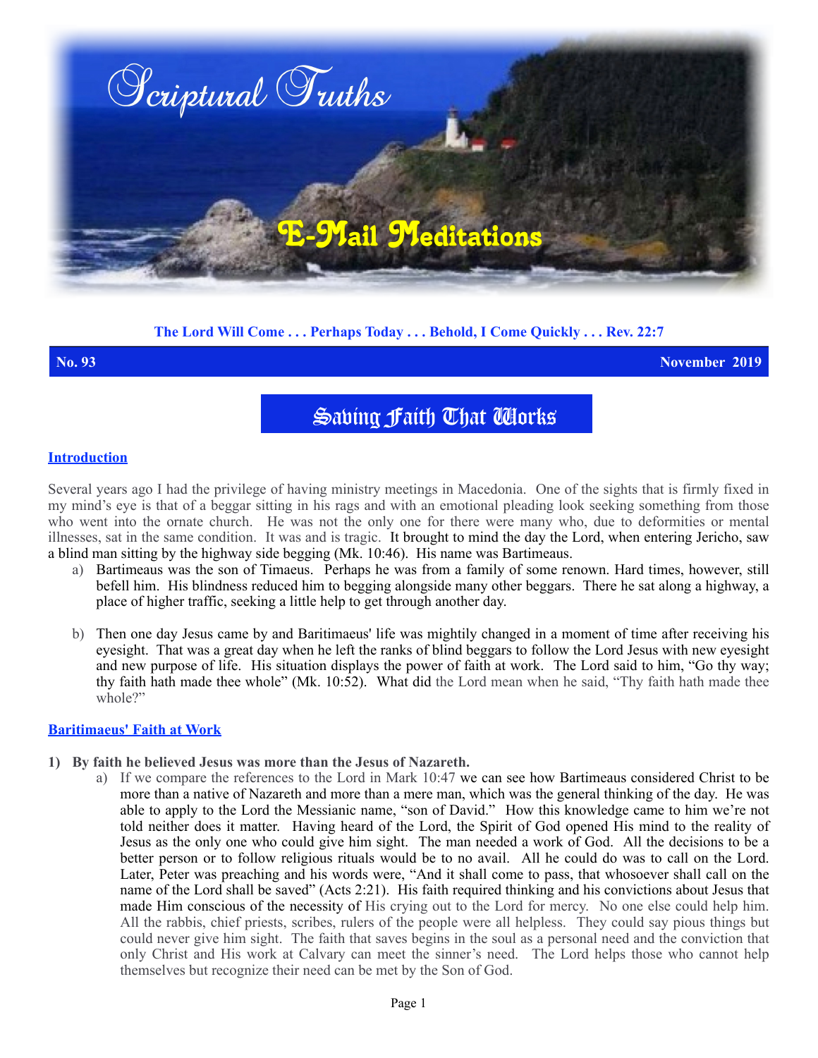# Scriptural Truths

## E-Mail Meditations

**The Lord Will Come . . . Perhaps Today . . . Behold, I Come Quickly . . . Rev. 22:7**

**No. 93** **November 2019**

# Saving Faith That Works

### Introduction

Several years ago I had the privilege of having ministry meetings in Macedonia. One of the sights that is firmly fixed in my mind's eye is that of a beggar sitting in his rags and with an emotional pleading look seeking something from those who went into the ornate church. He was not the only one for there were many who, due to deformities or mental illnesses, sat in the same condition. It was and is tragic. It brought to mind the day the Lord, when entering Jericho, saw a blind man sitting by the highway side begging (Mk. 10:46). His name was Bartimeaus.

a) Bartimeaus was the son of Timaeus. Perhaps he was from a family of some renown. Hard times, however, still befell him. His blindness reduced him to begging alongside many other beggars. There he sat along a highway, a place of higher traffic, seeking a little help to get through another day.

b) Then one day Jesus came by and Baritimaeus' life was mightily changed in a moment of time after receiving his eyesight. That was a great day when he left the ranks of blind beggars to follow the Lord Jesus with new eyesight and new purpose of life. His situation displays the power of faith at work. The Lord said to him, "Go thy way; thy faith hath made thee whole" (Mk. 10:52). What did the Lord mean when he said, "Thy faith hath made thee whole?"

### Baritimaeus' Faith at Work

**1) By faith he believed Jesus was more than the Jesus of Nazareth.**

a) If we compare the references to the Lord in Mark 10:47 we can see how Bartimeaus considered Christ to be more than a native of Nazareth and more than a mere man, which was the general thinking of the day. He was able to apply to the Lord the Messianic name, "son of David." How this knowledge came to him we're not told neither does it matter. Having heard of the Lord, the Spirit of God opened His mind to the reality of Jesus as the only one who could give him sight. The man needed a work of God. All the decisions to be a better person or to follow religious rituals would be to no avail. All he could do was to call on the Lord. Later, Peter was preaching and his words were, "And it shall come to pass, that whosoever shall call on the name of the Lord shall be saved" (Acts 2:21). His faith required thinking and his convictions about Jesus that made Him conscious of the necessity of His crying out to the Lord for mercy. No one else could help him. All the rabbis, chief priests, scribes, rulers of the people were all helpless. They could say pious things but could never give him sight. The faith that saves begins in the soul as a personal need and the conviction that only Christ and His work at Calvary can meet the sinner's need. The Lord helps those who cannot help themselves but recognize their need can be met by the Son of God.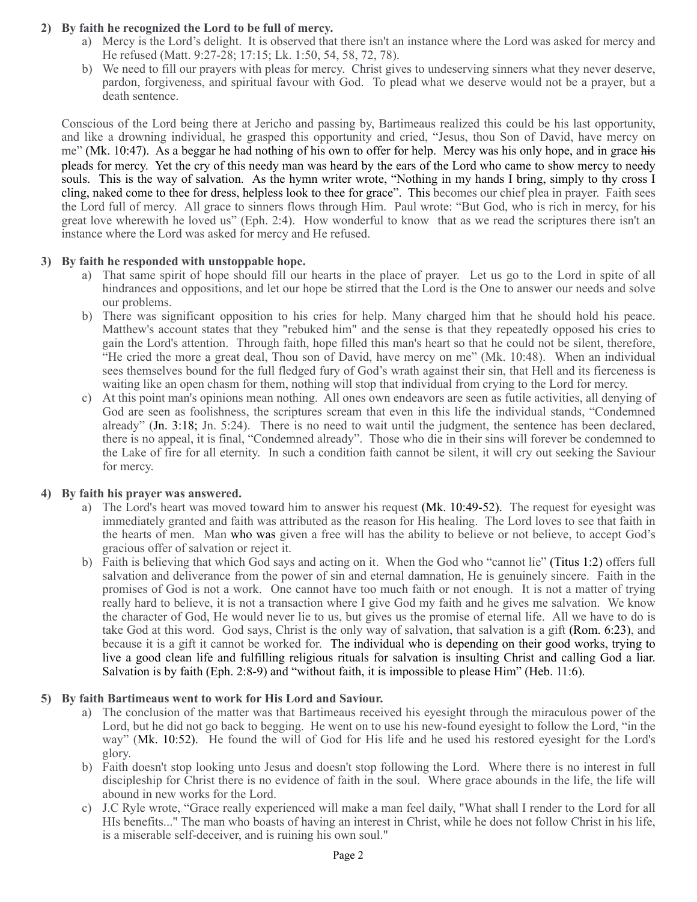**2) By faith he recognized the Lord to be full of mercy.**

a) Mercy is the Lord's delight. It is observed that there isn't an instance where the Lord was asked for mercy and He refused (Matt. 9:27-28; 17:15; Lk. 1:50, 54, 58, 72, 78).

b) We need to fill our prayers with pleas for mercy. Christ gives to undeserving sinners what they never deserve, pardon, forgiveness, and spiritual favour with God. To plead what we deserve would not be a prayer, but a death sentence.

Conscious of the Lord being there at Jericho and passing by, Bartimeaus realized this could be his last opportunity, and like a drowning individual, he grasped this opportunity and cried, "Jesus, thou Son of David, have mercy on me" (Mk. 10:47). As a beggar he had nothing of his own to offer for help. Mercy was his only hope, and in grace ~~his~~ pleads for mercy. Yet the cry of this needy man was heard by the ears of the Lord who came to show mercy to needy souls. This is the way of salvation. As the hymn writer wrote, "Nothing in my hands I bring, simply to thy cross I cling, naked come to thee for dress, helpless look to thee for grace". This becomes our chief plea in prayer. Faith sees the Lord full of mercy. All grace to sinners flows through Him. Paul wrote: "But God, who is rich in mercy, for his great love wherewith he loved us" (Eph. 2:4). How wonderful to know that as we read the scriptures there isn't an instance where the Lord was asked for mercy and He refused.

**3) By faith he responded with unstoppable hope.**

a) That same spirit of hope should fill our hearts in the place of prayer. Let us go to the Lord in spite of all hindrances and oppositions, and let our hope be stirred that the Lord is the One to answer our needs and solve our problems.

b) There was significant opposition to his cries for help. Many charged him that he should hold his peace. Matthew's account states that they "rebuked him" and the sense is that they repeatedly opposed his cries to gain the Lord's attention. Through faith, hope filled this man's heart so that he could not be silent, therefore, "He cried the more a great deal, Thou son of David, have mercy on me" (Mk. 10:48). When an individual sees themselves bound for the full fledged fury of God's wrath against their sin, that Hell and its fierceness is waiting like an open chasm for them, nothing will stop that individual from crying to the Lord for mercy.

c) At this point man's opinions mean nothing. All ones own endeavors are seen as futile activities, all denying of God are seen as foolishness, the scriptures scream that even in this life the individual stands, "Condemned already" (Jn. 3:18; Jn. 5:24). There is no need to wait until the judgment, the sentence has been declared, there is no appeal, it is final, "Condemned already". Those who die in their sins will forever be condemned to the Lake of fire for all eternity. In such a condition faith cannot be silent, it will cry out seeking the Saviour for mercy.

**4) By faith his prayer was answered.**

a) The Lord's heart was moved toward him to answer his request (Mk. 10:49-52). The request for eyesight was immediately granted and faith was attributed as the reason for His healing. The Lord loves to see that faith in the hearts of men. Man who was given a free will has the ability to believe or not believe, to accept God's gracious offer of salvation or reject it.

b) Faith is believing that which God says and acting on it. When the God who "cannot lie" (Titus 1:2) offers full salvation and deliverance from the power of sin and eternal damnation, He is genuinely sincere. Faith in the promises of God is not a work. One cannot have too much faith or not enough. It is not a matter of trying really hard to believe, it is not a transaction where I give God my faith and he gives me salvation. We know the character of God, He would never lie to us, but gives us the promise of eternal life. All we have to do is take God at this word. God says, Christ is the only way of salvation, that salvation is a gift (Rom. 6:23), and because it is a gift it cannot be worked for. The individual who is depending on their good works, trying to live a good clean life and fulfilling religious rituals for salvation is insulting Christ and calling God a liar. Salvation is by faith (Eph. 2:8-9) and "without faith, it is impossible to please Him" (Heb. 11:6).

**5) By faith Bartimeaus went to work for His Lord and Saviour.**

a) The conclusion of the matter was that Bartimeaus received his eyesight through the miraculous power of the Lord, but he did not go back to begging. He went on to use his new-found eyesight to follow the Lord, "in the way" (Mk. 10:52). He found the will of God for His life and he used his restored eyesight for the Lord's glory.

b) Faith doesn't stop looking unto Jesus and doesn't stop following the Lord. Where there is no interest in full discipleship for Christ there is no evidence of faith in the soul. Where grace abounds in the life, the life will abound in new works for the Lord.

c) J.C Ryle wrote, "Grace really experienced will make a man feel daily, "What shall I render to the Lord for all HIs benefits..." The man who boasts of having an interest in Christ, while he does not follow Christ in his life, is a miserable self-deceiver, and is ruining his own soul."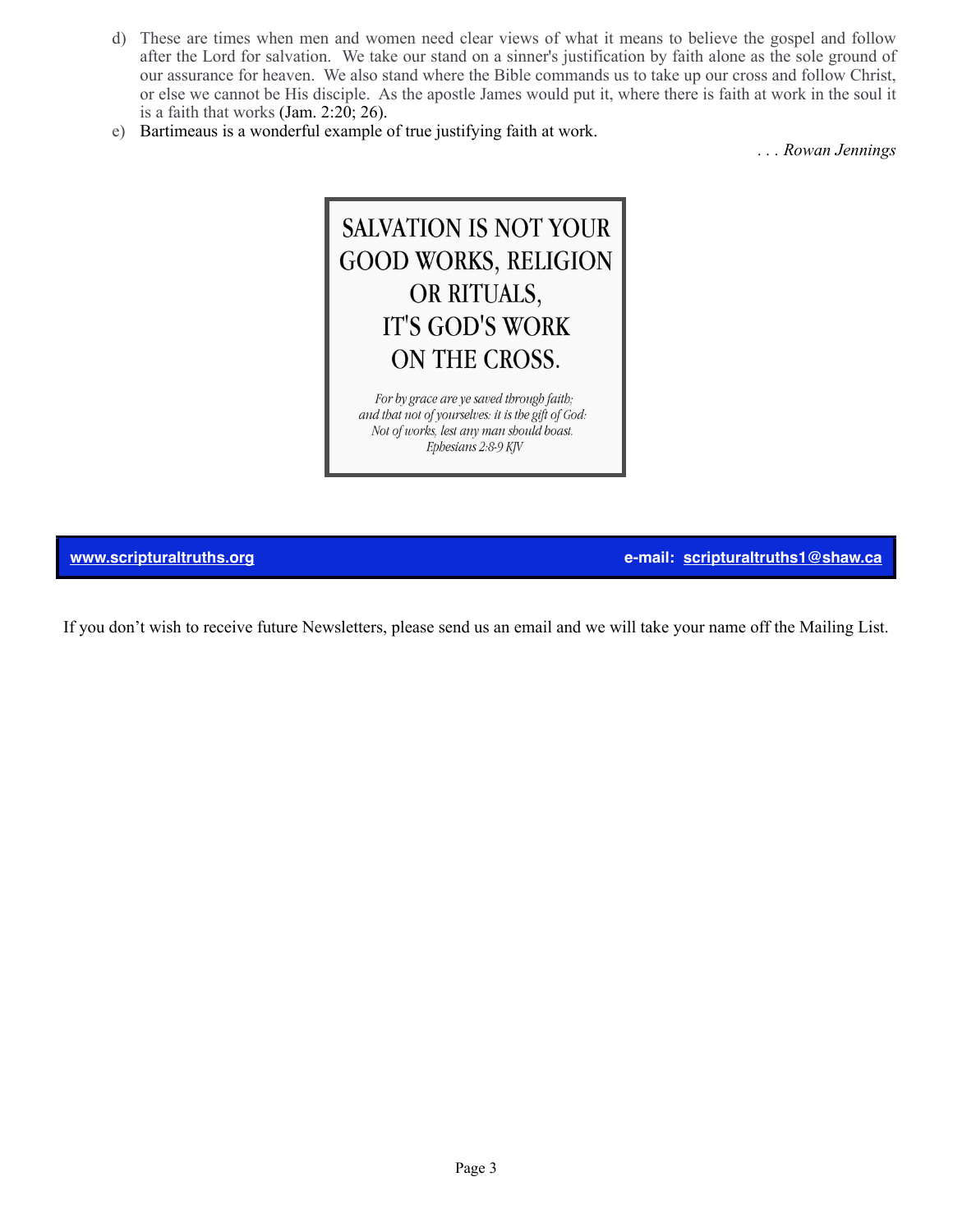d) These are times when men and women need clear views of what it means to believe the gospel and follow after the Lord for salvation. We take our stand on a sinner's justification by faith alone as the sole ground of our assurance for heaven. We also stand where the Bible commands us to take up our cross and follow Christ, or else we cannot be His disciple. As the apostle James would put it, where there is faith at work in the soul it is a faith that works (Jam. 2:20; 26).

e) Bartimeaus is a wonderful example of true justifying faith at work.

*. . . Rowan Jennings*

**SALVATION IS NOT YOUR GOOD WORKS, RELIGION OR RITUALS, IT'S GOD'S WORK ON THE CROSS.**

*For by grace are ye saved through faith; and that not of yourselves: it is the gift of God: Not of works, lest any man should boast.*
*Ephesians 2:8-9 KJV*

**www.scripturaltruths.org** **e-mail: scripturaltruths1@shaw.ca**

If you don't wish to receive future Newsletters, please send us an email and we will take your name off the Mailing List.